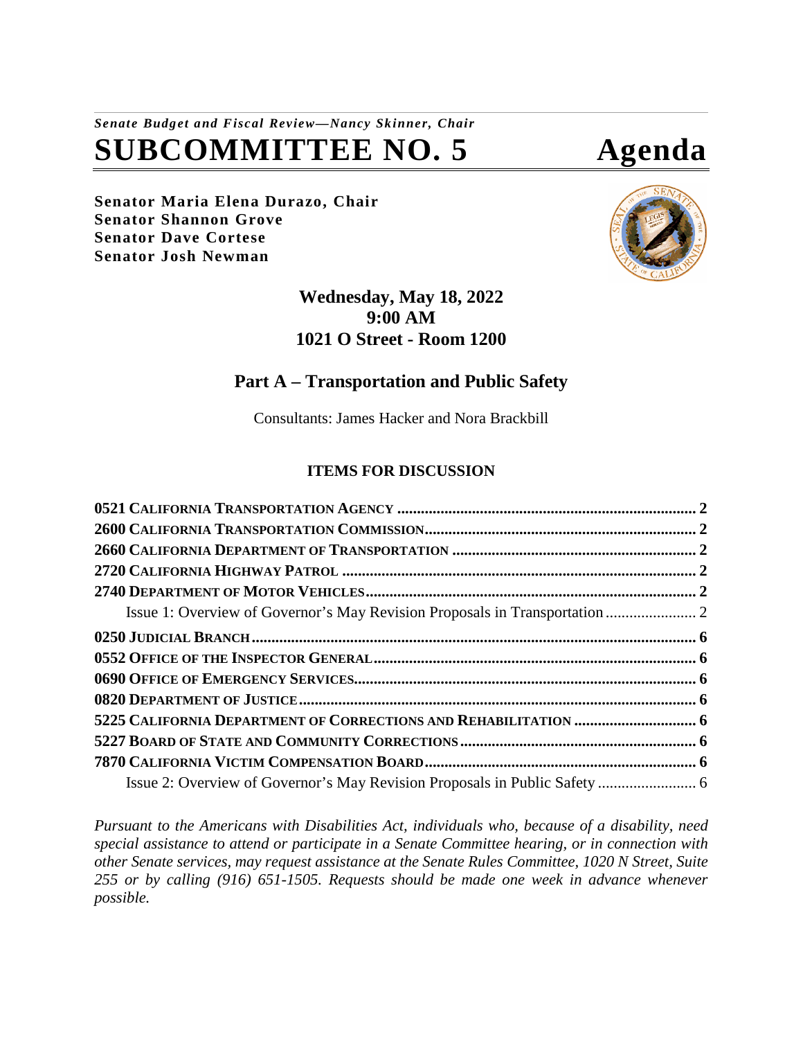*Senate Budget and Fiscal Review—Nancy Skinner, Chair*

# SUBCOMMITTEE NO. 5 Agenda

**Senator Maria Elena Durazo, Chair**
**Senator Shannon Grove**
**Senator Dave Cortese**
**Senator Josh Newman**

**Wednesday, May 18, 2022**
**9:00 AM**
**1021 O Street - Room 1200**

## Part A – Transportation and Public Safety

Consultants: James Hacker and Nora Brackbill

### ITEMS FOR DISCUSSION

**0521 California Transportation Agency** ........ **2**
**2600 California Transportation Commission** ........ **2**
**2660 California Department of Transportation** ........ **2**
**2720 California Highway Patrol** ........ **2**
**2740 Department of Motor Vehicles** ........ **2**
Issue 1: Overview of Governor's May Revision Proposals in Transportation ........ 2
**0250 Judicial Branch** ........ **6**
**0552 Office of the Inspector General** ........ **6**
**0690 Office of Emergency Services** ........ **6**
**0820 Department of Justice** ........ **6**
**5225 California Department of Corrections and Rehabilitation** ........ **6**
**5227 Board of State and Community Corrections** ........ **6**
**7870 California Victim Compensation Board** ........ **6**
Issue 2: Overview of Governor's May Revision Proposals in Public Safety ........ 6

*Pursuant to the Americans with Disabilities Act, individuals who, because of a disability, need special assistance to attend or participate in a Senate Committee hearing, or in connection with other Senate services, may request assistance at the Senate Rules Committee, 1020 N Street, Suite 255 or by calling (916) 651-1505. Requests should be made one week in advance whenever possible.*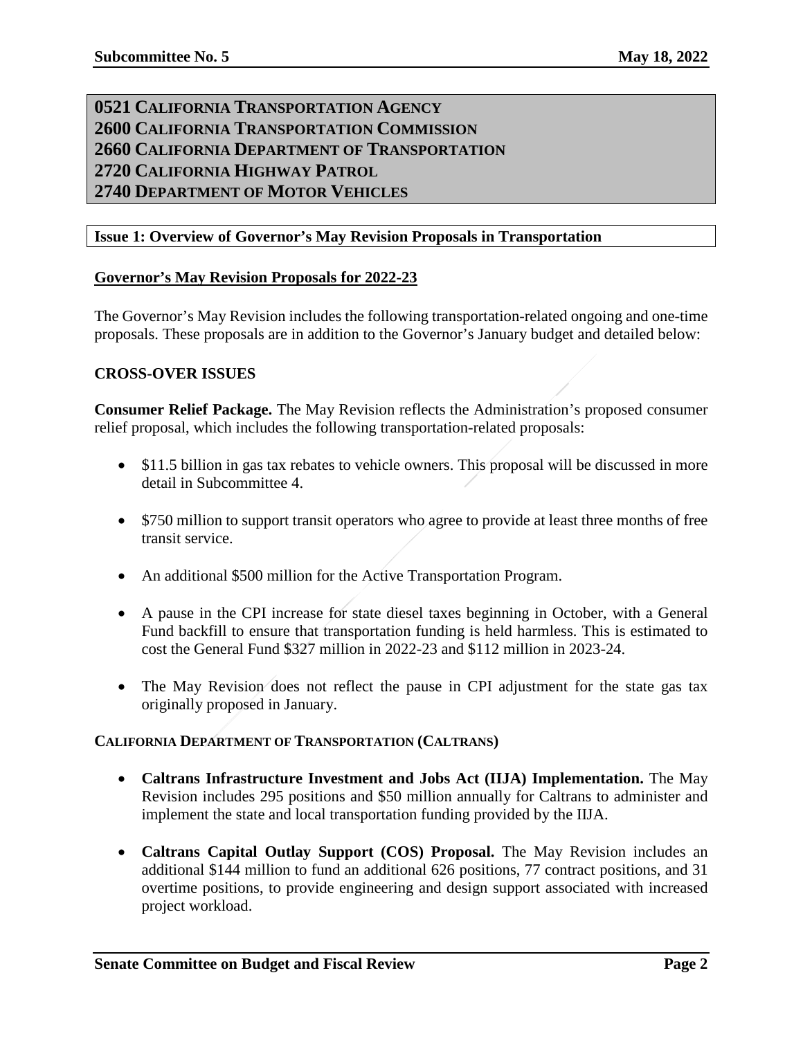## 0521 California Transportation Agency
## 2600 California Transportation Commission
## 2660 California Department of Transportation
## 2720 California Highway Patrol
## 2740 Department of Motor Vehicles

### Issue 1: Overview of Governor's May Revision Proposals in Transportation

**Governor's May Revision Proposals for 2022-23**

The Governor's May Revision includes the following transportation-related ongoing and one-time proposals. These proposals are in addition to the Governor's January budget and detailed below:

**CROSS-OVER ISSUES**

**Consumer Relief Package.** The May Revision reflects the Administration's proposed consumer relief proposal, which includes the following transportation-related proposals:

- $11.5 billion in gas tax rebates to vehicle owners. This proposal will be discussed in more detail in Subcommittee 4.
- $750 million to support transit operators who agree to provide at least three months of free transit service.
- An additional $500 million for the Active Transportation Program.
- A pause in the CPI increase for state diesel taxes beginning in October, with a General Fund backfill to ensure that transportation funding is held harmless. This is estimated to cost the General Fund $327 million in 2022-23 and $112 million in 2023-24.
- The May Revision does not reflect the pause in CPI adjustment for the state gas tax originally proposed in January.

**CALIFORNIA DEPARTMENT OF TRANSPORTATION (CALTRANS)**

- **Caltrans Infrastructure Investment and Jobs Act (IIJA) Implementation.** The May Revision includes 295 positions and $50 million annually for Caltrans to administer and implement the state and local transportation funding provided by the IIJA.
- **Caltrans Capital Outlay Support (COS) Proposal.** The May Revision includes an additional $144 million to fund an additional 626 positions, 77 contract positions, and 31 overtime positions, to provide engineering and design support associated with increased project workload.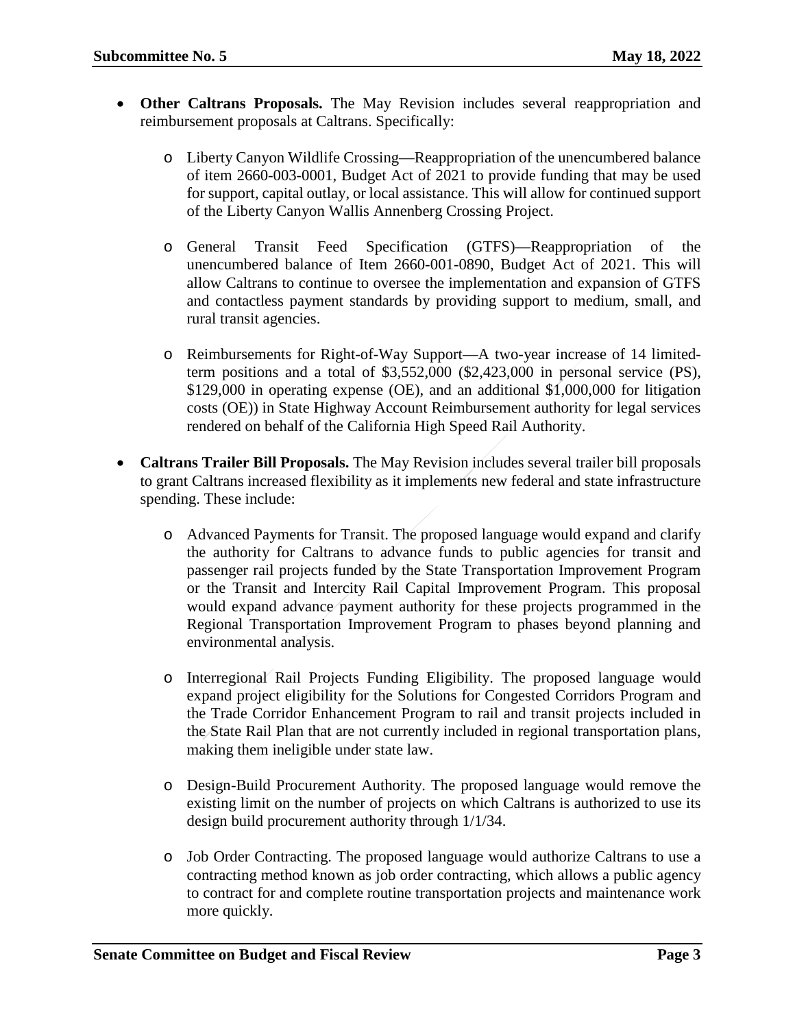- **Other Caltrans Proposals.** The May Revision includes several reappropriation and reimbursement proposals at Caltrans. Specifically:

  - Liberty Canyon Wildlife Crossing—Reappropriation of the unencumbered balance of item 2660-003-0001, Budget Act of 2021 to provide funding that may be used for support, capital outlay, or local assistance. This will allow for continued support of the Liberty Canyon Wallis Annenberg Crossing Project.

  - General Transit Feed Specification (GTFS)—Reappropriation of the unencumbered balance of Item 2660-001-0890, Budget Act of 2021. This will allow Caltrans to continue to oversee the implementation and expansion of GTFS and contactless payment standards by providing support to medium, small, and rural transit agencies.

  - Reimbursements for Right-of-Way Support—A two-year increase of 14 limited-term positions and a total of $3,552,000 ($2,423,000 in personal service (PS), $129,000 in operating expense (OE), and an additional $1,000,000 for litigation costs (OE)) in State Highway Account Reimbursement authority for legal services rendered on behalf of the California High Speed Rail Authority.

- **Caltrans Trailer Bill Proposals.** The May Revision includes several trailer bill proposals to grant Caltrans increased flexibility as it implements new federal and state infrastructure spending. These include:

  - Advanced Payments for Transit. The proposed language would expand and clarify the authority for Caltrans to advance funds to public agencies for transit and passenger rail projects funded by the State Transportation Improvement Program or the Transit and Intercity Rail Capital Improvement Program. This proposal would expand advance payment authority for these projects programmed in the Regional Transportation Improvement Program to phases beyond planning and environmental analysis.

  - Interregional Rail Projects Funding Eligibility. The proposed language would expand project eligibility for the Solutions for Congested Corridors Program and the Trade Corridor Enhancement Program to rail and transit projects included in the State Rail Plan that are not currently included in regional transportation plans, making them ineligible under state law.

  - Design-Build Procurement Authority. The proposed language would remove the existing limit on the number of projects on which Caltrans is authorized to use its design build procurement authority through 1/1/34.

  - Job Order Contracting. The proposed language would authorize Caltrans to use a contracting method known as job order contracting, which allows a public agency to contract for and complete routine transportation projects and maintenance work more quickly.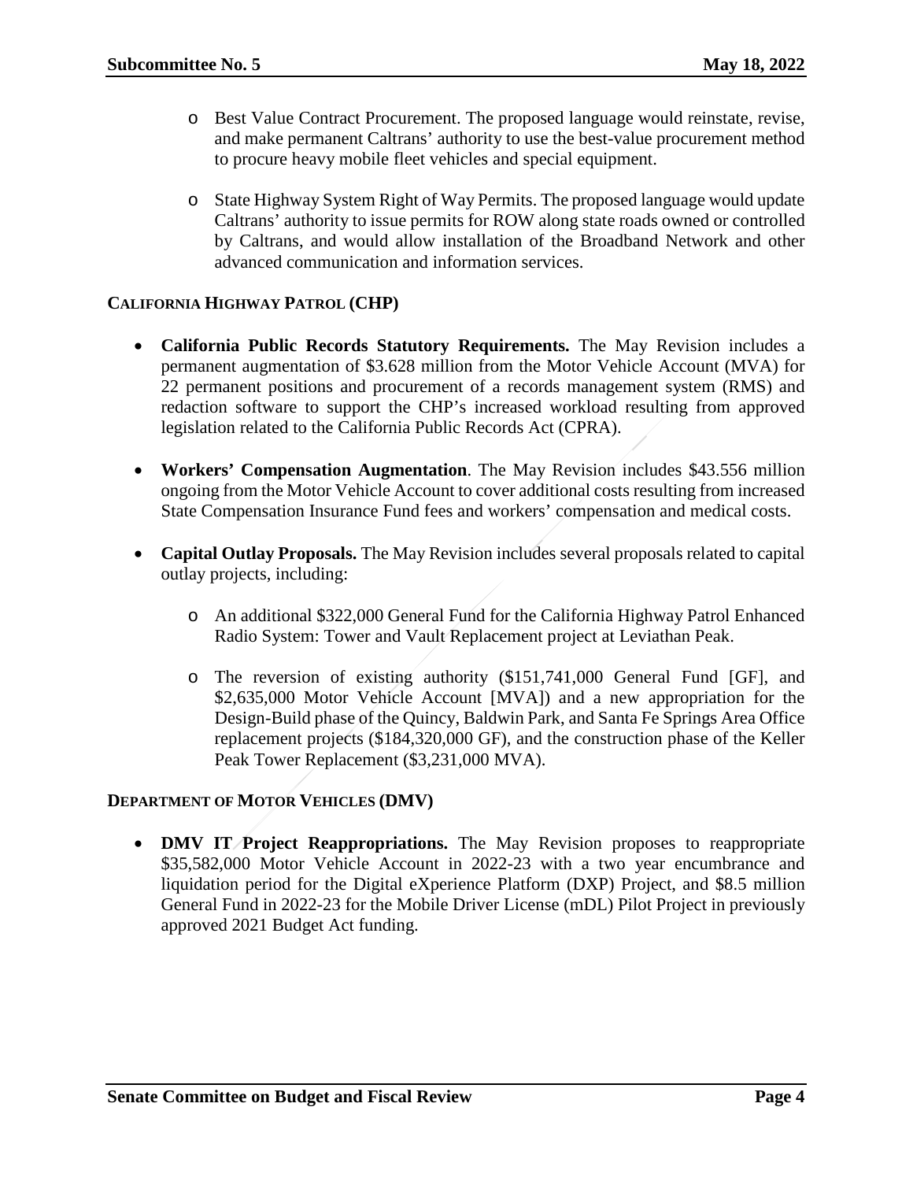- Best Value Contract Procurement. The proposed language would reinstate, revise, and make permanent Caltrans' authority to use the best-value procurement method to procure heavy mobile fleet vehicles and special equipment.

- State Highway System Right of Way Permits. The proposed language would update Caltrans' authority to issue permits for ROW along state roads owned or controlled by Caltrans, and would allow installation of the Broadband Network and other advanced communication and information services.

## CALIFORNIA HIGHWAY PATROL (CHP)

- **California Public Records Statutory Requirements.** The May Revision includes a permanent augmentation of $3.628 million from the Motor Vehicle Account (MVA) for 22 permanent positions and procurement of a records management system (RMS) and redaction software to support the CHP's increased workload resulting from approved legislation related to the California Public Records Act (CPRA).

- **Workers' Compensation Augmentation**. The May Revision includes $43.556 million ongoing from the Motor Vehicle Account to cover additional costs resulting from increased State Compensation Insurance Fund fees and workers' compensation and medical costs.

- **Capital Outlay Proposals.** The May Revision includes several proposals related to capital outlay projects, including:

  - An additional $322,000 General Fund for the California Highway Patrol Enhanced Radio System: Tower and Vault Replacement project at Leviathan Peak.

  - The reversion of existing authority ($151,741,000 General Fund [GF], and $2,635,000 Motor Vehicle Account [MVA]) and a new appropriation for the Design-Build phase of the Quincy, Baldwin Park, and Santa Fe Springs Area Office replacement projects ($184,320,000 GF), and the construction phase of the Keller Peak Tower Replacement ($3,231,000 MVA).

## DEPARTMENT OF MOTOR VEHICLES (DMV)

- **DMV IT Project Reappropriations.** The May Revision proposes to reappropriate $35,582,000 Motor Vehicle Account in 2022-23 with a two year encumbrance and liquidation period for the Digital eXperience Platform (DXP) Project, and $8.5 million General Fund in 2022-23 for the Mobile Driver License (mDL) Pilot Project in previously approved 2021 Budget Act funding.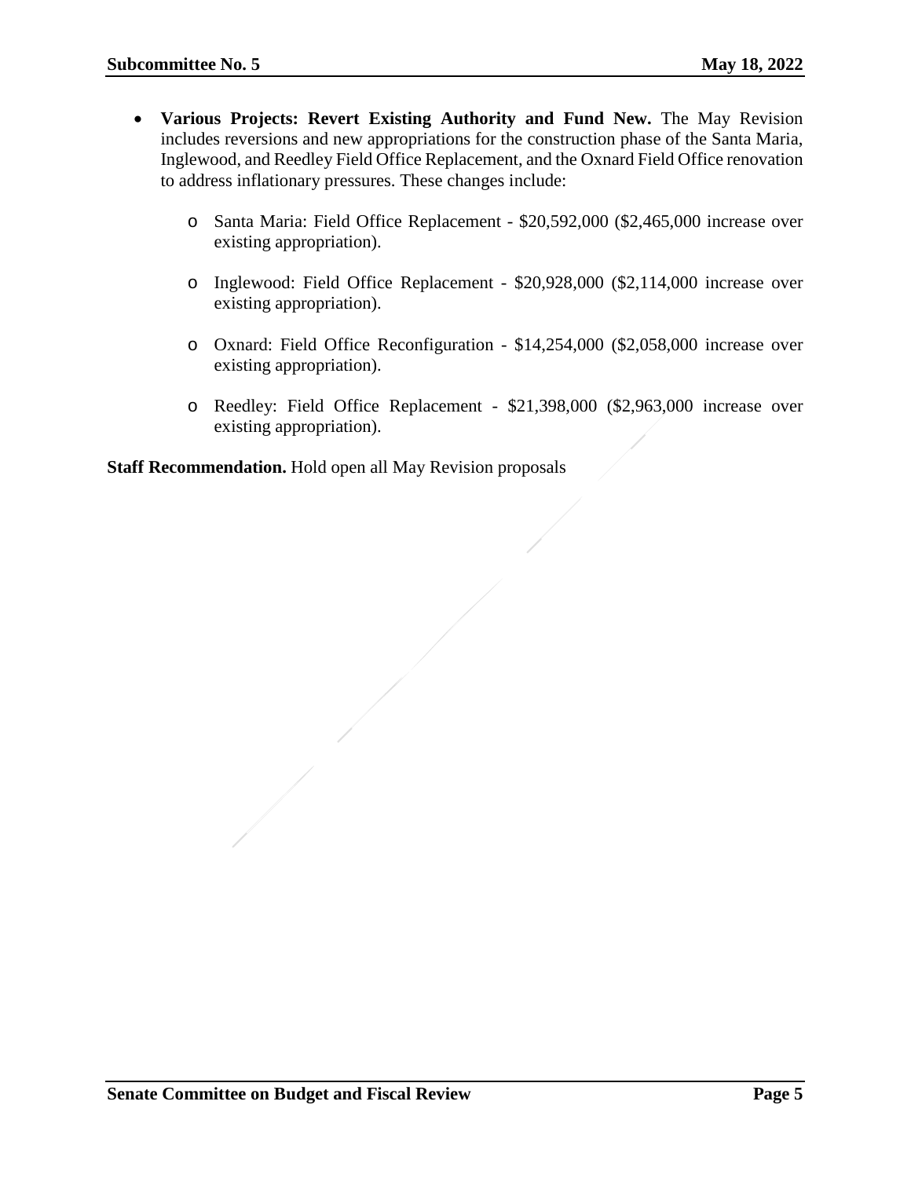- **Various Projects: Revert Existing Authority and Fund New.** The May Revision includes reversions and new appropriations for the construction phase of the Santa Maria, Inglewood, and Reedley Field Office Replacement, and the Oxnard Field Office renovation to address inflationary pressures. These changes include:

    - Santa Maria: Field Office Replacement - $20,592,000 ($2,465,000 increase over existing appropriation).

    - Inglewood: Field Office Replacement - $20,928,000 ($2,114,000 increase over existing appropriation).

    - Oxnard: Field Office Reconfiguration - $14,254,000 ($2,058,000 increase over existing appropriation).

    - Reedley: Field Office Replacement - $21,398,000 ($2,963,000 increase over existing appropriation).

**Staff Recommendation.** Hold open all May Revision proposals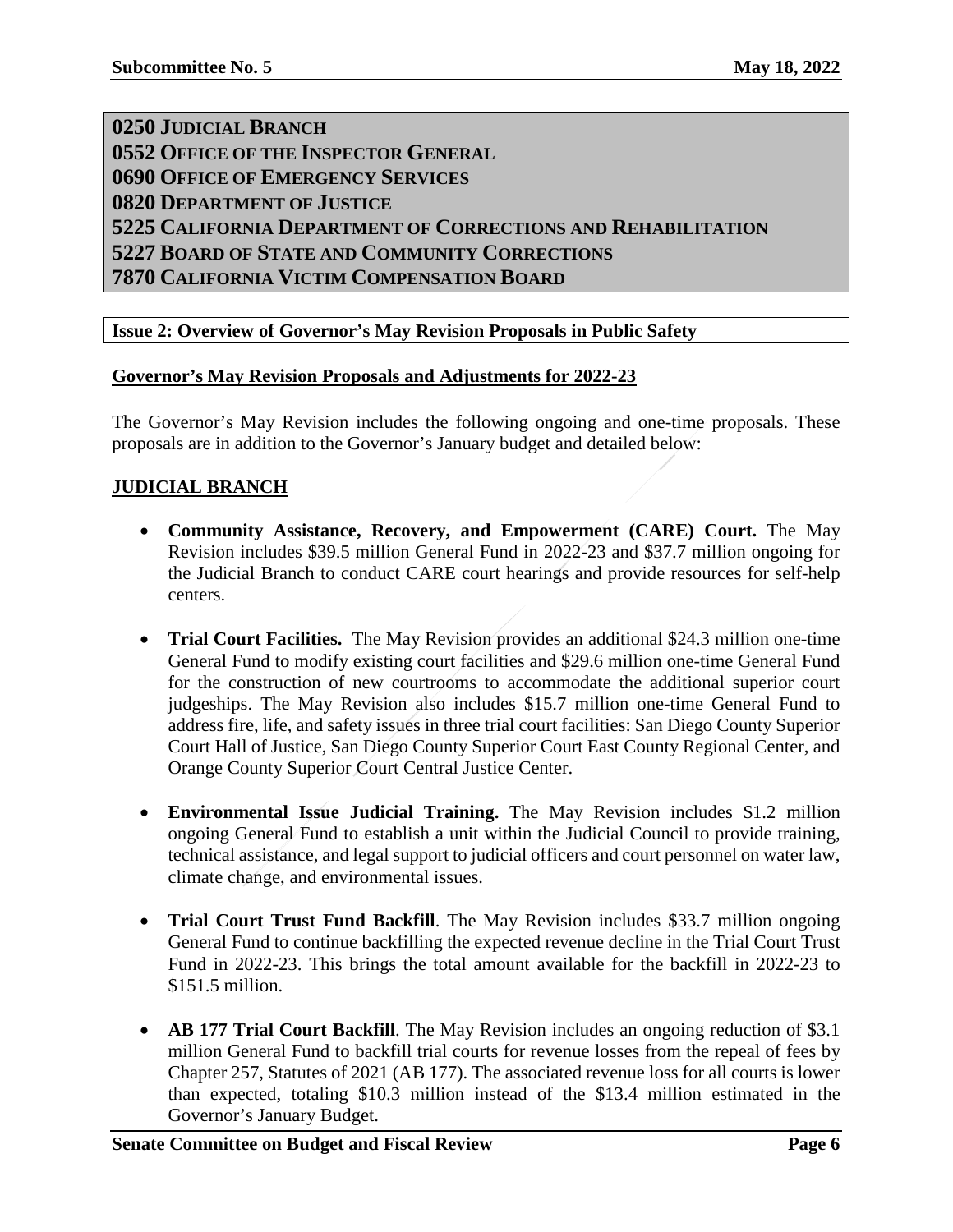## 0250 Judicial Branch
## 0552 Office of the Inspector General
## 0690 Office of Emergency Services
## 0820 Department of Justice
## 5225 California Department of Corrections and Rehabilitation
## 5227 Board of State and Community Corrections
## 7870 California Victim Compensation Board

**Issue 2: Overview of Governor's May Revision Proposals in Public Safety**

**Governor's May Revision Proposals and Adjustments for 2022-23**

The Governor's May Revision includes the following ongoing and one-time proposals. These proposals are in addition to the Governor's January budget and detailed below:

### JUDICIAL BRANCH

- **Community Assistance, Recovery, and Empowerment (CARE) Court.** The May Revision includes $39.5 million General Fund in 2022-23 and $37.7 million ongoing for the Judicial Branch to conduct CARE court hearings and provide resources for self-help centers.

- **Trial Court Facilities.** The May Revision provides an additional $24.3 million one-time General Fund to modify existing court facilities and $29.6 million one-time General Fund for the construction of new courtrooms to accommodate the additional superior court judgeships. The May Revision also includes $15.7 million one-time General Fund to address fire, life, and safety issues in three trial court facilities: San Diego County Superior Court Hall of Justice, San Diego County Superior Court East County Regional Center, and Orange County Superior Court Central Justice Center.

- **Environmental Issue Judicial Training.** The May Revision includes $1.2 million ongoing General Fund to establish a unit within the Judicial Council to provide training, technical assistance, and legal support to judicial officers and court personnel on water law, climate change, and environmental issues.

- **Trial Court Trust Fund Backfill**. The May Revision includes $33.7 million ongoing General Fund to continue backfilling the expected revenue decline in the Trial Court Trust Fund in 2022-23. This brings the total amount available for the backfill in 2022-23 to $151.5 million.

- **AB 177 Trial Court Backfill**. The May Revision includes an ongoing reduction of $3.1 million General Fund to backfill trial courts for revenue losses from the repeal of fees by Chapter 257, Statutes of 2021 (AB 177). The associated revenue loss for all courts is lower than expected, totaling $10.3 million instead of the $13.4 million estimated in the Governor's January Budget.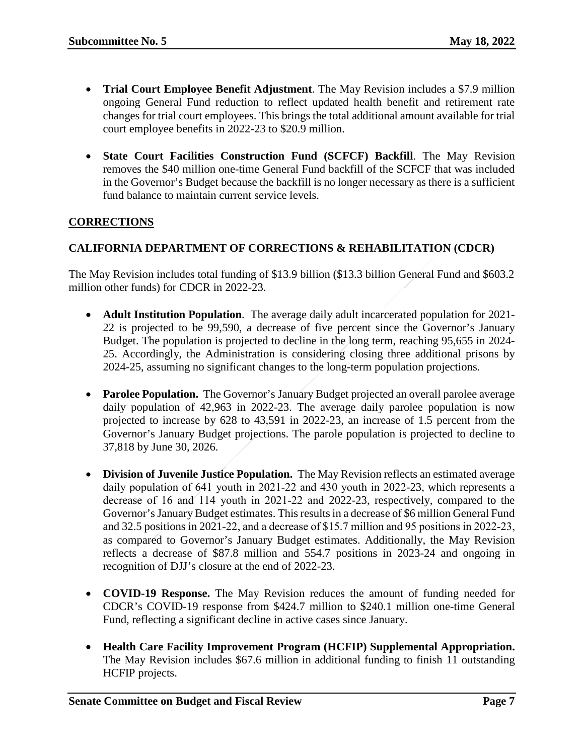- **Trial Court Employee Benefit Adjustment**. The May Revision includes a $7.9 million ongoing General Fund reduction to reflect updated health benefit and retirement rate changes for trial court employees. This brings the total additional amount available for trial court employee benefits in 2022-23 to $20.9 million.

- **State Court Facilities Construction Fund (SCFCF) Backfill**. The May Revision removes the $40 million one-time General Fund backfill of the SCFCF that was included in the Governor's Budget because the backfill is no longer necessary as there is a sufficient fund balance to maintain current service levels.

## CORRECTIONS

### CALIFORNIA DEPARTMENT OF CORRECTIONS & REHABILITATION (CDCR)

The May Revision includes total funding of $13.9 billion ($13.3 billion General Fund and $603.2 million other funds) for CDCR in 2022-23.

- **Adult Institution Population**. The average daily adult incarcerated population for 2021-22 is projected to be 99,590, a decrease of five percent since the Governor's January Budget. The population is projected to decline in the long term, reaching 95,655 in 2024-25. Accordingly, the Administration is considering closing three additional prisons by 2024-25, assuming no significant changes to the long-term population projections.

- **Parolee Population.** The Governor's January Budget projected an overall parolee average daily population of 42,963 in 2022-23. The average daily parolee population is now projected to increase by 628 to 43,591 in 2022-23, an increase of 1.5 percent from the Governor's January Budget projections. The parole population is projected to decline to 37,818 by June 30, 2026.

- **Division of Juvenile Justice Population.** The May Revision reflects an estimated average daily population of 641 youth in 2021-22 and 430 youth in 2022-23, which represents a decrease of 16 and 114 youth in 2021-22 and 2022-23, respectively, compared to the Governor's January Budget estimates. This results in a decrease of $6 million General Fund and 32.5 positions in 2021-22, and a decrease of $15.7 million and 95 positions in 2022-23, as compared to Governor's January Budget estimates. Additionally, the May Revision reflects a decrease of $87.8 million and 554.7 positions in 2023-24 and ongoing in recognition of DJJ's closure at the end of 2022-23.

- **COVID-19 Response.** The May Revision reduces the amount of funding needed for CDCR's COVID-19 response from $424.7 million to $240.1 million one-time General Fund, reflecting a significant decline in active cases since January.

- **Health Care Facility Improvement Program (HCFIP) Supplemental Appropriation.** The May Revision includes $67.6 million in additional funding to finish 11 outstanding HCFIP projects.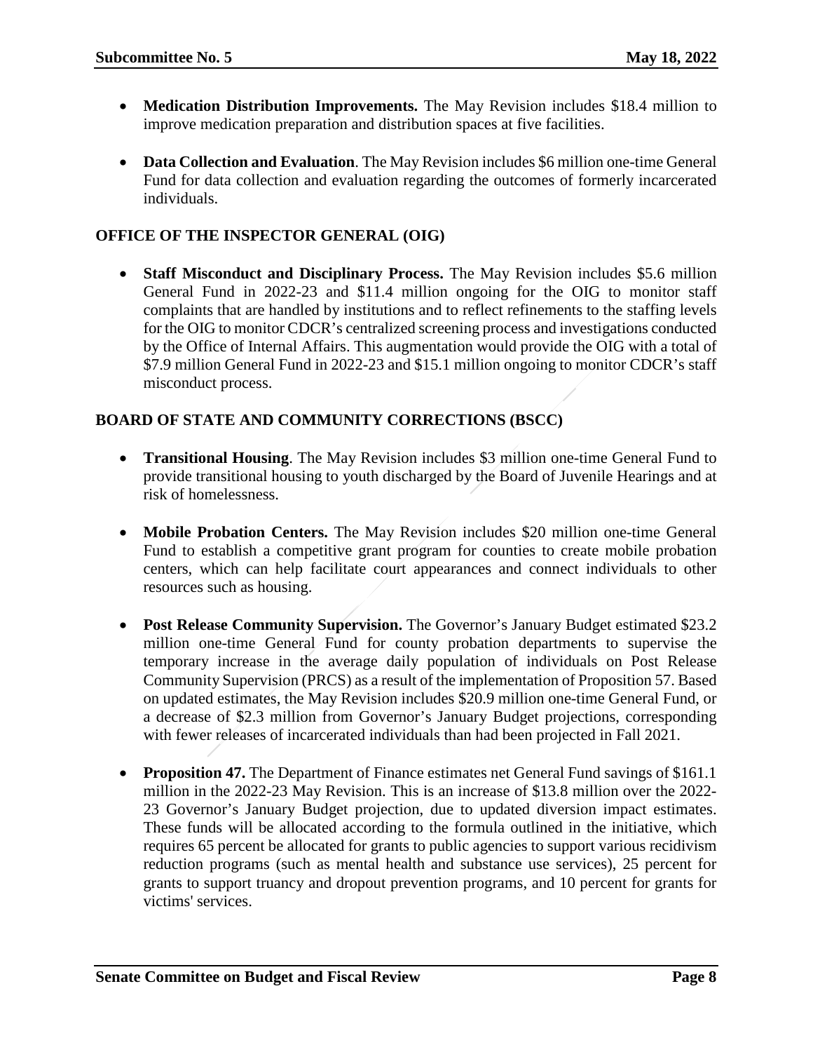- **Medication Distribution Improvements.** The May Revision includes $18.4 million to improve medication preparation and distribution spaces at five facilities.

- **Data Collection and Evaluation**. The May Revision includes $6 million one-time General Fund for data collection and evaluation regarding the outcomes of formerly incarcerated individuals.

## OFFICE OF THE INSPECTOR GENERAL (OIG)

- **Staff Misconduct and Disciplinary Process.** The May Revision includes $5.6 million General Fund in 2022-23 and $11.4 million ongoing for the OIG to monitor staff complaints that are handled by institutions and to reflect refinements to the staffing levels for the OIG to monitor CDCR's centralized screening process and investigations conducted by the Office of Internal Affairs. This augmentation would provide the OIG with a total of $7.9 million General Fund in 2022-23 and $15.1 million ongoing to monitor CDCR's staff misconduct process.

## BOARD OF STATE AND COMMUNITY CORRECTIONS (BSCC)

- **Transitional Housing**. The May Revision includes $3 million one-time General Fund to provide transitional housing to youth discharged by the Board of Juvenile Hearings and at risk of homelessness.

- **Mobile Probation Centers.** The May Revision includes $20 million one-time General Fund to establish a competitive grant program for counties to create mobile probation centers, which can help facilitate court appearances and connect individuals to other resources such as housing.

- **Post Release Community Supervision.** The Governor's January Budget estimated $23.2 million one-time General Fund for county probation departments to supervise the temporary increase in the average daily population of individuals on Post Release Community Supervision (PRCS) as a result of the implementation of Proposition 57. Based on updated estimates, the May Revision includes $20.9 million one-time General Fund, or a decrease of $2.3 million from Governor's January Budget projections, corresponding with fewer releases of incarcerated individuals than had been projected in Fall 2021.

- **Proposition 47.** The Department of Finance estimates net General Fund savings of $161.1 million in the 2022-23 May Revision. This is an increase of $13.8 million over the 2022-23 Governor's January Budget projection, due to updated diversion impact estimates. These funds will be allocated according to the formula outlined in the initiative, which requires 65 percent be allocated for grants to public agencies to support various recidivism reduction programs (such as mental health and substance use services), 25 percent for grants to support truancy and dropout prevention programs, and 10 percent for grants for victims' services.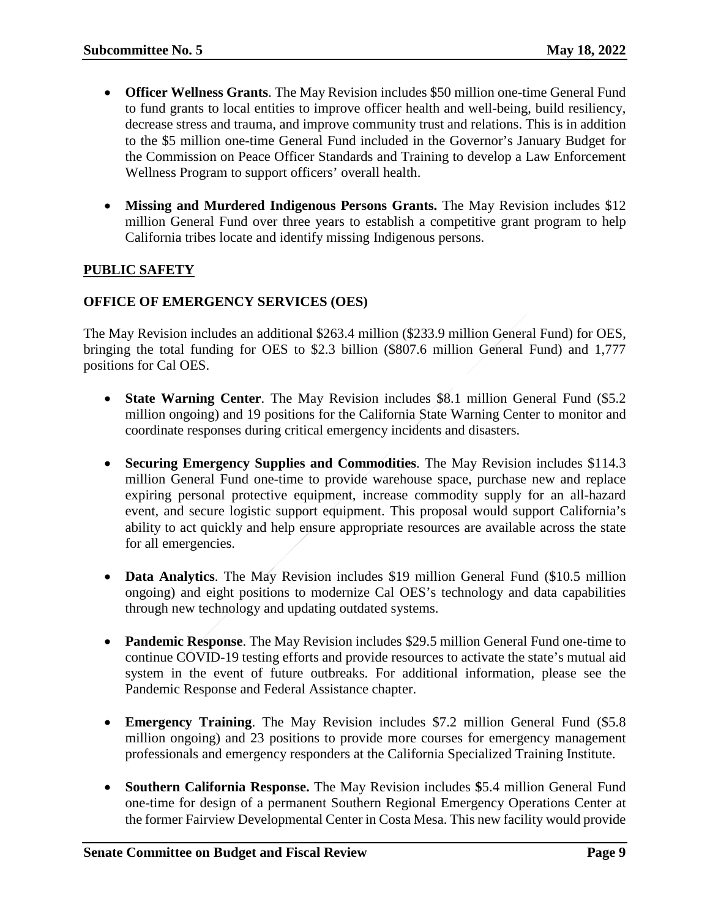- **Officer Wellness Grants**. The May Revision includes $50 million one-time General Fund to fund grants to local entities to improve officer health and well-being, build resiliency, decrease stress and trauma, and improve community trust and relations. This is in addition to the $5 million one-time General Fund included in the Governor's January Budget for the Commission on Peace Officer Standards and Training to develop a Law Enforcement Wellness Program to support officers' overall health.

- **Missing and Murdered Indigenous Persons Grants.** The May Revision includes $12 million General Fund over three years to establish a competitive grant program to help California tribes locate and identify missing Indigenous persons.

## PUBLIC SAFETY

### OFFICE OF EMERGENCY SERVICES (OES)

The May Revision includes an additional $263.4 million ($233.9 million General Fund) for OES, bringing the total funding for OES to $2.3 billion ($807.6 million General Fund) and 1,777 positions for Cal OES.

- **State Warning Center**. The May Revision includes $8.1 million General Fund ($5.2 million ongoing) and 19 positions for the California State Warning Center to monitor and coordinate responses during critical emergency incidents and disasters.

- **Securing Emergency Supplies and Commodities**. The May Revision includes $114.3 million General Fund one-time to provide warehouse space, purchase new and replace expiring personal protective equipment, increase commodity supply for an all-hazard event, and secure logistic support equipment. This proposal would support California's ability to act quickly and help ensure appropriate resources are available across the state for all emergencies.

- **Data Analytics**. The May Revision includes $19 million General Fund ($10.5 million ongoing) and eight positions to modernize Cal OES's technology and data capabilities through new technology and updating outdated systems.

- **Pandemic Response**. The May Revision includes $29.5 million General Fund one-time to continue COVID-19 testing efforts and provide resources to activate the state's mutual aid system in the event of future outbreaks. For additional information, please see the Pandemic Response and Federal Assistance chapter.

- **Emergency Training**. The May Revision includes $7.2 million General Fund ($5.8 million ongoing) and 23 positions to provide more courses for emergency management professionals and emergency responders at the California Specialized Training Institute.

- **Southern California Response.** The May Revision includes $5.4 million General Fund one-time for design of a permanent Southern Regional Emergency Operations Center at the former Fairview Developmental Center in Costa Mesa. This new facility would provide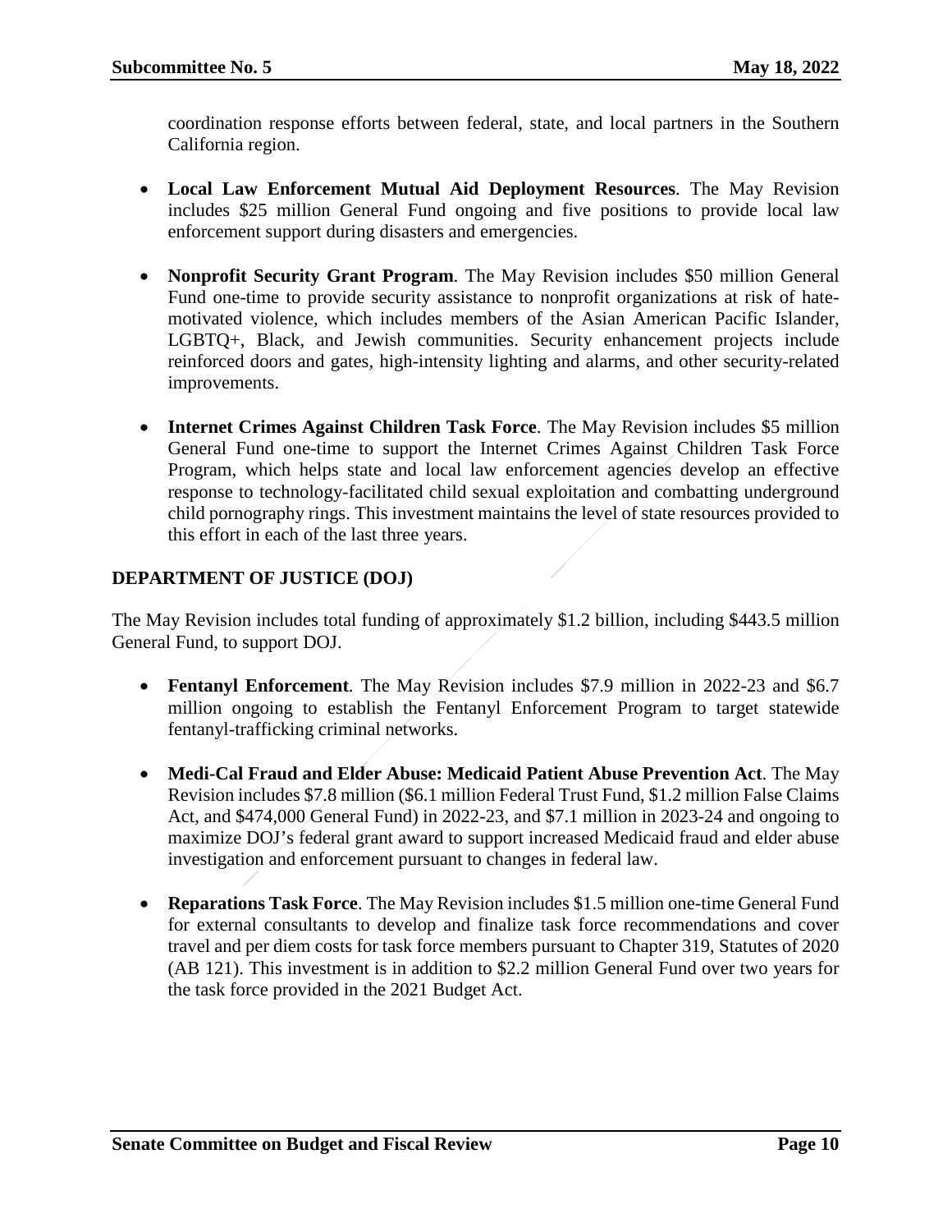coordination response efforts between federal, state, and local partners in the Southern California region.

- **Local Law Enforcement Mutual Aid Deployment Resources**. The May Revision includes $25 million General Fund ongoing and five positions to provide local law enforcement support during disasters and emergencies.

- **Nonprofit Security Grant Program**. The May Revision includes $50 million General Fund one-time to provide security assistance to nonprofit organizations at risk of hate-motivated violence, which includes members of the Asian American Pacific Islander, LGBTQ+, Black, and Jewish communities. Security enhancement projects include reinforced doors and gates, high-intensity lighting and alarms, and other security-related improvements.

- **Internet Crimes Against Children Task Force**. The May Revision includes $5 million General Fund one-time to support the Internet Crimes Against Children Task Force Program, which helps state and local law enforcement agencies develop an effective response to technology-facilitated child sexual exploitation and combatting underground child pornography rings. This investment maintains the level of state resources provided to this effort in each of the last three years.

## DEPARTMENT OF JUSTICE (DOJ)

The May Revision includes total funding of approximately $1.2 billion, including $443.5 million General Fund, to support DOJ.

- **Fentanyl Enforcement**. The May Revision includes $7.9 million in 2022-23 and $6.7 million ongoing to establish the Fentanyl Enforcement Program to target statewide fentanyl-trafficking criminal networks.

- **Medi-Cal Fraud and Elder Abuse: Medicaid Patient Abuse Prevention Act**. The May Revision includes $7.8 million ($6.1 million Federal Trust Fund, $1.2 million False Claims Act, and $474,000 General Fund) in 2022-23, and $7.1 million in 2023-24 and ongoing to maximize DOJ's federal grant award to support increased Medicaid fraud and elder abuse investigation and enforcement pursuant to changes in federal law.

- **Reparations Task Force**. The May Revision includes $1.5 million one-time General Fund for external consultants to develop and finalize task force recommendations and cover travel and per diem costs for task force members pursuant to Chapter 319, Statutes of 2020 (AB 121). This investment is in addition to $2.2 million General Fund over two years for the task force provided in the 2021 Budget Act.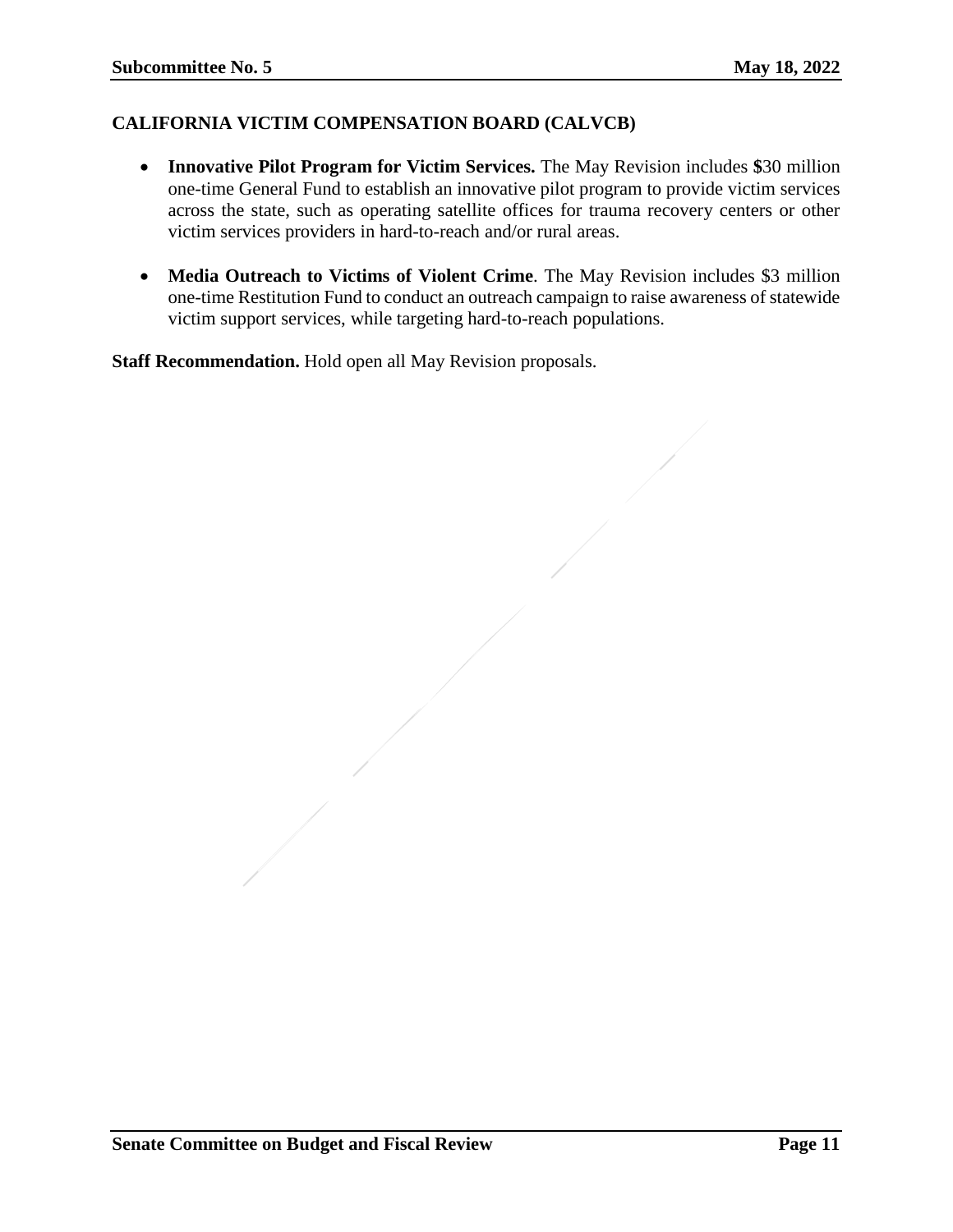## CALIFORNIA VICTIM COMPENSATION BOARD (CALVCB)

- **Innovative Pilot Program for Victim Services.** The May Revision includes **$**30 million one-time General Fund to establish an innovative pilot program to provide victim services across the state, such as operating satellite offices for trauma recovery centers or other victim services providers in hard-to-reach and/or rural areas.

- **Media Outreach to Victims of Violent Crime**. The May Revision includes $3 million one-time Restitution Fund to conduct an outreach campaign to raise awareness of statewide victim support services, while targeting hard-to-reach populations.

**Staff Recommendation.** Hold open all May Revision proposals.